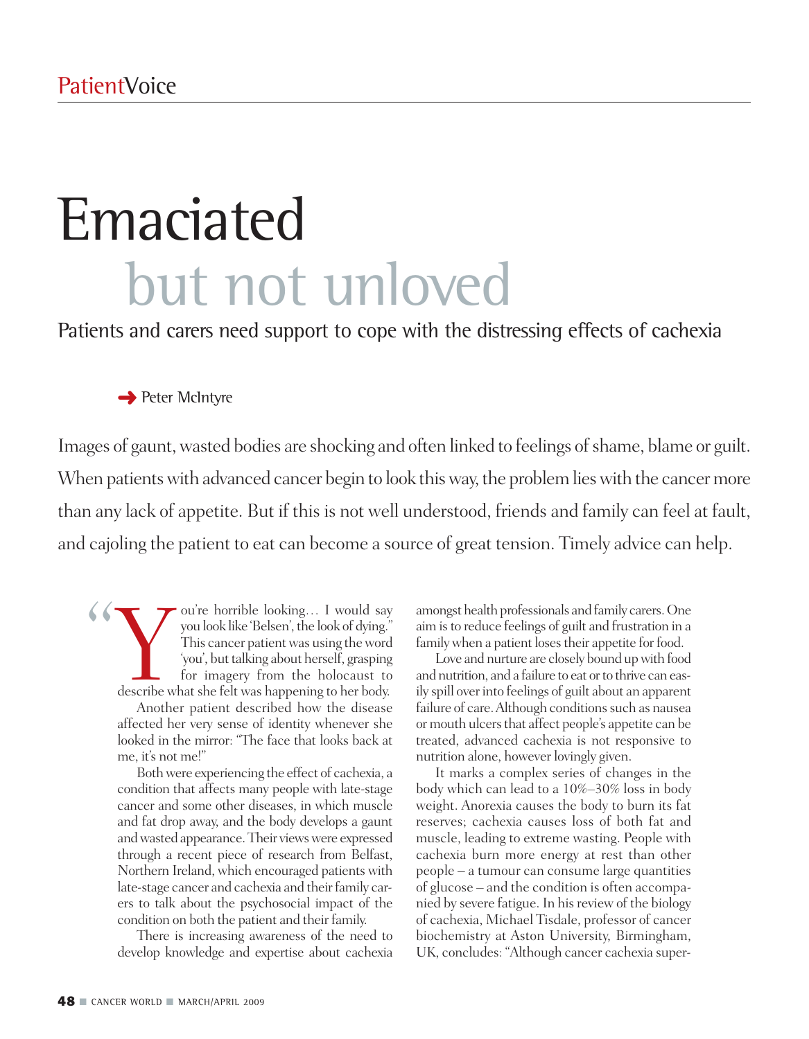PatientVoice

# Emaciated but not unloved

## Patients and carers need support to cope with the distressing effects of cachexia

➜ Peter McIntyre

Images of gaunt, wasted bodies are shocking and often linked to feelings of shame, blame or guilt. When patients with advanced cancer begin to look this way, the problem lies with the cancer more than any lack of appetite. But if this is not well understood, friends and family can feel at fault, and cajoling the patient to eat can become a source of great tension. Timely advice can help.

"You're horrible looking… I would say you look like 'Belsen', the look of dying." This cancer patient was using the word 'you', but talking about herself, grasping for imagery from the holocaust to describe what she felt was happening to her body.

Another patient described how the disease affected her very sense of identity whenever she looked in the mirror: "The face that looks back at me, it's not me!"

Both were experiencing the effect of cachexia, a condition that affects many people with late-stage cancer and some other diseases, in which muscle and fat drop away, and the body develops a gaunt and wasted appearance. Their views were expressed through a recent piece of research from Belfast, Northern Ireland, which encouraged patients with late-stage cancer and cachexia and their family carers to talk about the psychosocial impact of the condition on both the patient and their family.

There is increasing awareness of the need to develop knowledge and expertise about cachexia amongst health professionals and family carers. One aim is to reduce feelings of guilt and frustration in a family when a patient loses their appetite for food.

Love and nurture are closely bound up with food and nutrition, and a failure to eat or to thrive can easily spill over into feelings of guilt about an apparent failure of care. Although conditions such as nausea or mouth ulcers that affect people's appetite can be treated, advanced cachexia is not responsive to nutrition alone, however lovingly given.

It marks a complex series of changes in the body which can lead to a 10%–30% loss in body weight. Anorexia causes the body to burn its fat reserves; cachexia causes loss of both fat and muscle, leading to extreme wasting. People with cachexia burn more energy at rest than other people – a tumour can consume large quantities of glucose – and the condition is often accompanied by severe fatigue. In his review of the biology of cachexia, Michael Tisdale, professor of cancer biochemistry at Aston University, Birmingham, UK, concludes: "Although cancer cachexia super-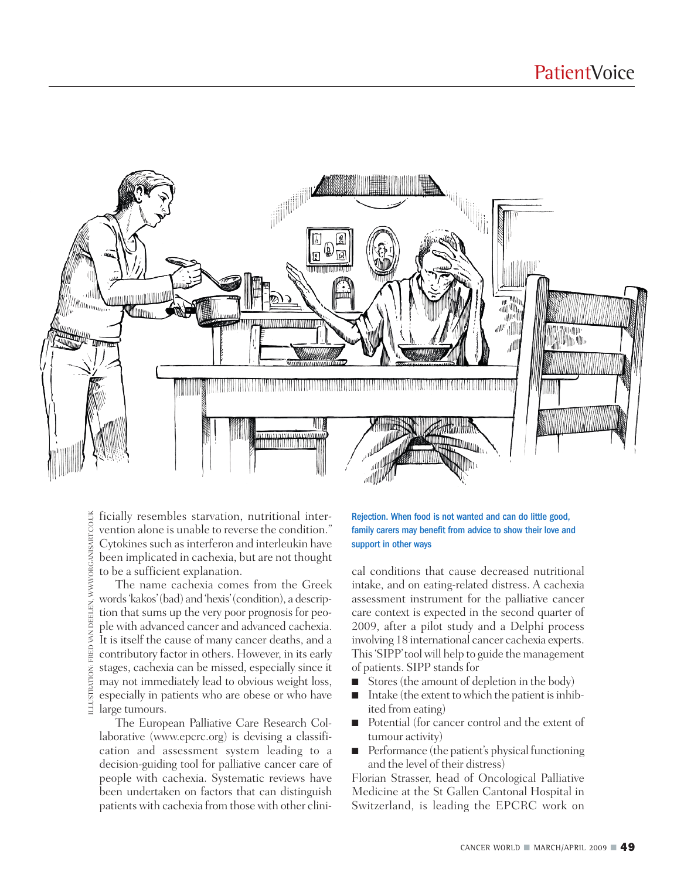ficially resembles starvation, nutritional intervention alone is unable to reverse the condition." Cytokines such as interferon and interleukin have been implicated in cachexia, but are not thought to be a sufficient explanation.

The name cachexia comes from the Greek words 'kakos' (bad) and 'hexis' (condition), a description that sums up the very poor prognosis for people with advanced cancer and advanced cachexia. It is itself the cause of many cancer deaths, and a contributory factor in others. However, in its early stages, cachexia can be missed, especially since it may not immediately lead to obvious weight loss, especially in patients who are obese or who have large tumours.

The European Palliative Care Research Collaborative (www.epcrc.org) is devising a classification and assessment system leading to a decision-guiding tool for palliative cancer care of people with cachexia. Systematic reviews have been undertaken on factors that can distinguish patients with cachexia from those with other clinical conditions that cause decreased nutritional intake, and on eating-related distress. A cachexia assessment instrument for the palliative cancer care context is expected in the second quarter of 2009, after a pilot study and a Delphi process involving 18 international cancer cachexia experts. This 'SIPP' tool will help to guide the management of patients. SIPP stands for

- Stores (the amount of depletion in the body)
- Intake (the extent to which the patient is inhibited from eating)
- Potential (for cancer control and the extent of tumour activity)
- Performance (the patient's physical functioning and the level of their distress)

Florian Strasser, head of Oncological Palliative Medicine at the St Gallen Cantonal Hospital in Switzerland, is leading the EPCRC work on

Rejection. When food is not wanted and can do little good, family carers may benefit from advice to show their love and support in other ways

ILLUSTRATION: FRED VAN DEELEN, WWW.ORGANISART.CO.UK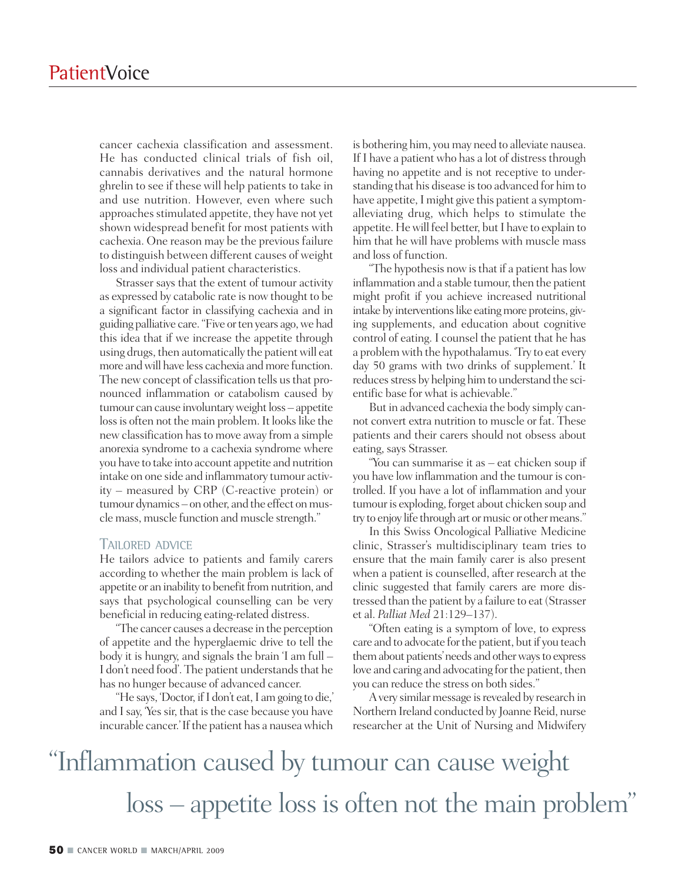cancer cachexia classification and assessment. He has conducted clinical trials of fish oil, cannabis derivatives and the natural hormone ghrelin to see if these will help patients to take in and use nutrition. However, even where such approaches stimulated appetite, they have not yet shown widespread benefit for most patients with cachexia. One reason may be the previous failure to distinguish between different causes of weight loss and individual patient characteristics.

Strasser says that the extent of tumour activity as expressed by catabolic rate is now thought to be a significant factor in classifying cachexia and in guiding palliative care. "Five or ten years ago, we had this idea that if we increase the appetite through using drugs, then automatically the patient will eat more and will have less cachexia and more function. The new concept of classification tells us that pronounced inflammation or catabolism caused by tumour can cause involuntary weight loss – appetite loss is often not the main problem. It looks like the new classification has to move away from a simple anorexia syndrome to a cachexia syndrome where you have to take into account appetite and nutrition intake on one side and inflammatory tumour activity – measured by CRP (C-reactive protein) or tumour dynamics – on other, and the effect on muscle mass, muscle function and muscle strength."

## Tailored advice

He tailors advice to patients and family carers according to whether the main problem is lack of appetite or an inability to benefit from nutrition, and says that psychological counselling can be very beneficial in reducing eating-related distress.

"The cancer causes a decrease in the perception of appetite and the hyperglaemic drive to tell the body it is hungry, and signals the brain 'I am full – I don't need food'. The patient understands that he has no hunger because of advanced cancer.

"He says, 'Doctor, if I don't eat, I am going to die,' and I say, 'Yes sir, that is the case because you have incurable cancer.' If the patient has a nausea which is bothering him, you may need to alleviate nausea. If I have a patient who has a lot of distress through having no appetite and is not receptive to understanding that his disease is too advanced for him to have appetite, I might give this patient a symptom-alleviating drug, which helps to stimulate the appetite. He will feel better, but I have to explain to him that he will have problems with muscle mass and loss of function.

"The hypothesis now is that if a patient has low inflammation and a stable tumour, then the patient might profit if you achieve increased nutritional intake by interventions like eating more proteins, giving supplements, and education about cognitive control of eating. I counsel the patient that he has a problem with the hypothalamus. 'Try to eat every day 50 grams with two drinks of supplement.' It reduces stress by helping him to understand the scientific base for what is achievable."

But in advanced cachexia the body simply cannot convert extra nutrition to muscle or fat. These patients and their carers should not obsess about eating, says Strasser.

"You can summarise it as – eat chicken soup if you have low inflammation and the tumour is controlled. If you have a lot of inflammation and your tumour is exploding, forget about chicken soup and try to enjoy life through art or music or other means."

In this Swiss Oncological Palliative Medicine clinic, Strasser's multidisciplinary team tries to ensure that the main family carer is also present when a patient is counselled, after research at the clinic suggested that family carers are more distressed than the patient by a failure to eat (Strasser et al. *Palliat Med* 21:129–137).

"Often eating is a symptom of love, to express care and to advocate for the patient, but if you teach them about patients' needs and other ways to express love and caring and advocating for the patient, then you can reduce the stress on both sides."

A very similar message is revealed by research in Northern Ireland conducted by Joanne Reid, nurse researcher at the Unit of Nursing and Midwifery

"Inflammation caused by tumour can cause weight loss – appetite loss is often not the main problem"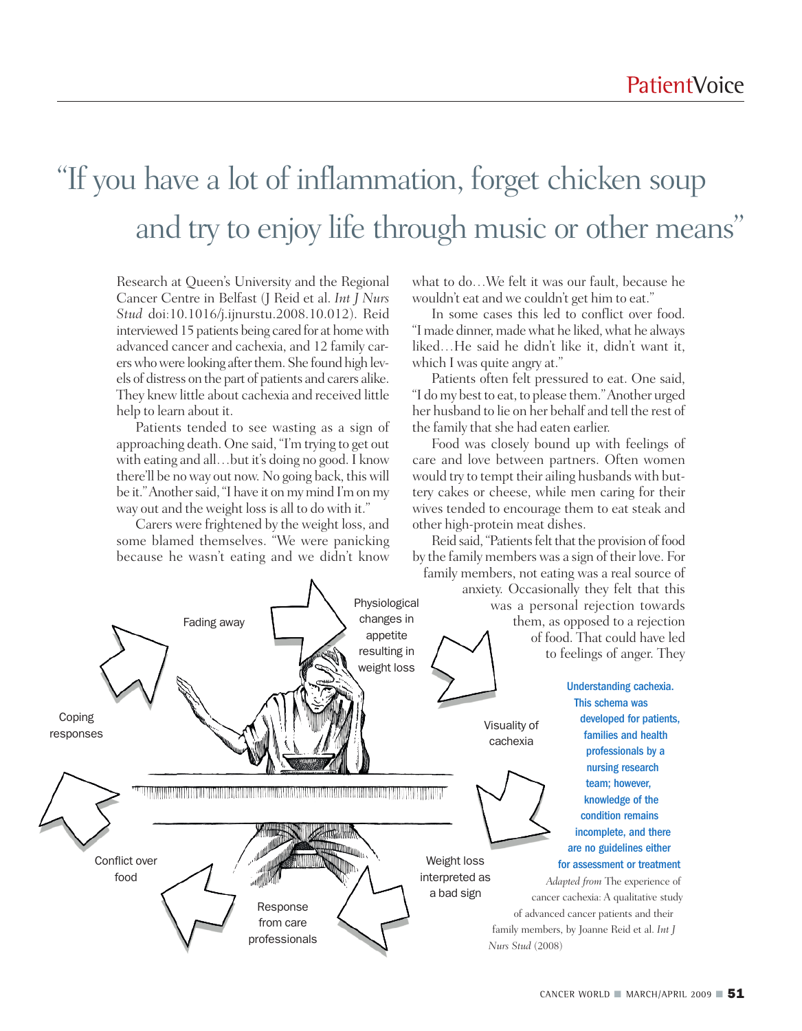# "If you have a lot of inflammation, forget chicken soup and try to enjoy life through music or other means"

Research at Queen's University and the Regional Cancer Centre in Belfast (J Reid et al. *Int J Nurs Stud* doi:10.1016/j.ijnurstu.2008.10.012). Reid interviewed 15 patients being cared for at home with advanced cancer and cachexia, and 12 family carers who were looking after them. She found high levels of distress on the part of patients and carers alike. They knew little about cachexia and received little help to learn about it.

Patients tended to see wasting as a sign of approaching death. One said, "I'm trying to get out with eating and all…but it's doing no good. I know there'll be no way out now. No going back, this will be it." Another said, "I have it on my mind I'm on my way out and the weight loss is all to do with it."

Carers were frightened by the weight loss, and some blamed themselves. "We were panicking because he wasn't eating and we didn't know what to do…We felt it was our fault, because he wouldn't eat and we couldn't get him to eat."

In some cases this led to conflict over food. "I made dinner, made what he liked, what he always liked…He said he didn't like it, didn't want it, which I was quite angry at."

Patients often felt pressured to eat. One said, "I do my best to eat, to please them." Another urged her husband to lie on her behalf and tell the rest of the family that she had eaten earlier.

Food was closely bound up with feelings of care and love between partners. Often women would try to tempt their ailing husbands with buttery cakes or cheese, while men caring for their wives tended to encourage them to eat steak and other high-protein meat dishes.

Reid said, "Patients felt that the provision of food by the family members was a sign of their love. For family members, not eating was a real source of anxiety. Occasionally they felt that this was a personal rejection towards them, as opposed to a rejection of food. That could have led to feelings of anger. They

Physiological changes in appetite resulting in weight loss → Visuality of cachexia → Weight loss interpreted as a bad sign → Response from care professionals → Conflict over food → Coping responses → Fading away

**Understanding cachexia. This schema was developed for patients, families and health professionals by a nursing research team; however, knowledge of the condition remains incomplete, and there are no guidelines either for assessment or treatment**

*Adapted from* The experience of cancer cachexia: A qualitative study of advanced cancer patients and their family members, by Joanne Reid et al. *Int J Nurs Stud* (2008)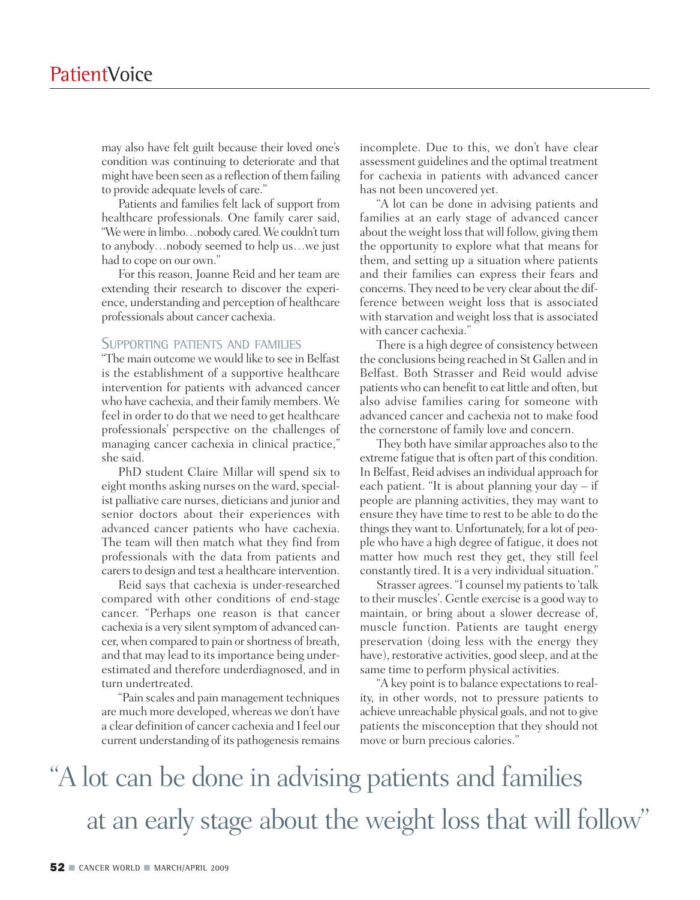may also have felt guilt because their loved one's condition was continuing to deteriorate and that might have been seen as a reflection of them failing to provide adequate levels of care."

Patients and families felt lack of support from healthcare professionals. One family carer said, "We were in limbo…nobody cared. We couldn't turn to anybody…nobody seemed to help us…we just had to cope on our own."

For this reason, Joanne Reid and her team are extending their research to discover the experience, understanding and perception of healthcare professionals about cancer cachexia.

## Supporting patients and families

"The main outcome we would like to see in Belfast is the establishment of a supportive healthcare intervention for patients with advanced cancer who have cachexia, and their family members. We feel in order to do that we need to get healthcare professionals' perspective on the challenges of managing cancer cachexia in clinical practice," she said.

PhD student Claire Millar will spend six to eight months asking nurses on the ward, specialist palliative care nurses, dieticians and junior and senior doctors about their experiences with advanced cancer patients who have cachexia. The team will then match what they find from professionals with the data from patients and carers to design and test a healthcare intervention.

Reid says that cachexia is under-researched compared with other conditions of end-stage cancer. "Perhaps one reason is that cancer cachexia is a very silent symptom of advanced cancer, when compared to pain or shortness of breath, and that may lead to its importance being underestimated and therefore underdiagnosed, and in turn undertreated.

"Pain scales and pain management techniques are much more developed, whereas we don't have a clear definition of cancer cachexia and I feel our current understanding of its pathogenesis remains incomplete. Due to this, we don't have clear assessment guidelines and the optimal treatment for cachexia in patients with advanced cancer has not been uncovered yet.

"A lot can be done in advising patients and families at an early stage of advanced cancer about the weight loss that will follow, giving them the opportunity to explore what that means for them, and setting up a situation where patients and their families can express their fears and concerns. They need to be very clear about the difference between weight loss that is associated with starvation and weight loss that is associated with cancer cachexia."

There is a high degree of consistency between the conclusions being reached in St Gallen and in Belfast. Both Strasser and Reid would advise patients who can benefit to eat little and often, but also advise families caring for someone with advanced cancer and cachexia not to make food the cornerstone of family love and concern.

They both have similar approaches also to the extreme fatigue that is often part of this condition. In Belfast, Reid advises an individual approach for each patient. "It is about planning your day – if people are planning activities, they may want to ensure they have time to rest to be able to do the things they want to. Unfortunately, for a lot of people who have a high degree of fatigue, it does not matter how much rest they get, they still feel constantly tired. It is a very individual situation."

Strasser agrees. "I counsel my patients to 'talk to their muscles'. Gentle exercise is a good way to maintain, or bring about a slower decrease of, muscle function. Patients are taught energy preservation (doing less with the energy they have), restorative activities, good sleep, and at the same time to perform physical activities.

"A key point is to balance expectations to reality, in other words, not to pressure patients to achieve unreachable physical goals, and not to give patients the misconception that they should not move or burn precious calories."

> "A lot can be done in advising patients and families at an early stage about the weight loss that will follow"